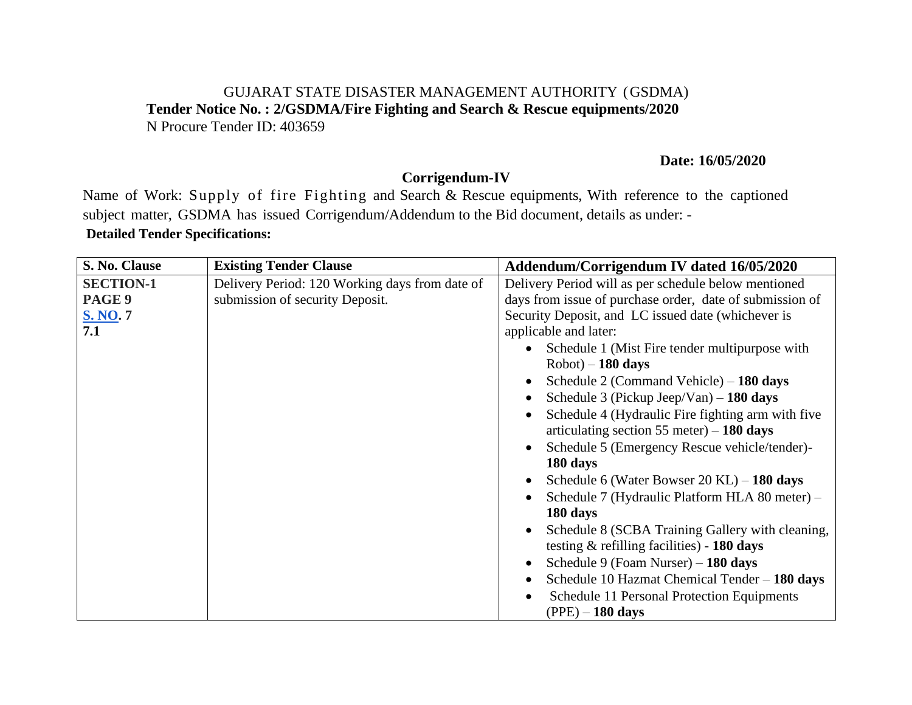GUJARAT STATE DISASTER MANAGEMENT AUTHORITY (GSDMA)

**Tender Notice No. : 2/GSDMA/Fire Fighting and Search & Rescue equipments/2020**

N Procure Tender ID: 403659

**Date: 16/05/2020**

## Corrigendum-IV

Name of Work: Supply of fire Fighting and Search & Rescue equipments, With reference to the captioned subject matter, GSDMA has issued Corrigendum/Addendum to the Bid document, details as under: -

**Detailed Tender Specifications:**

| S. No. Clause | Existing Tender Clause | Addendum/Corrigendum IV dated 16/05/2020 |
|---|---|---|
| **SECTION-1 PAGE 9 S. NO. 7 7.1** | Delivery Period: 120 Working days from date of submission of security Deposit. | Delivery Period will as per schedule below mentioned days from issue of purchase order, date of submission of Security Deposit, and LC issued date (whichever is applicable and later:<br>• Schedule 1 (Mist Fire tender multipurpose with Robot) – **180 days**<br>• Schedule 2 (Command Vehicle) – **180 days**<br>• Schedule 3 (Pickup Jeep/Van) – **180 days**<br>• Schedule 4 (Hydraulic Fire fighting arm with five articulating section 55 meter) – **180 days**<br>• Schedule 5 (Emergency Rescue vehicle/tender)- **180 days**<br>• Schedule 6 (Water Bowser 20 KL) – **180 days**<br>• Schedule 7 (Hydraulic Platform HLA 80 meter) – **180 days**<br>• Schedule 8 (SCBA Training Gallery with cleaning, testing & refilling facilities) - **180 days**<br>• Schedule 9 (Foam Nurser) – **180 days**<br>• Schedule 10 Hazmat Chemical Tender – **180 days**<br>• Schedule 11 Personal Protection Equipments (PPE) – **180 days** |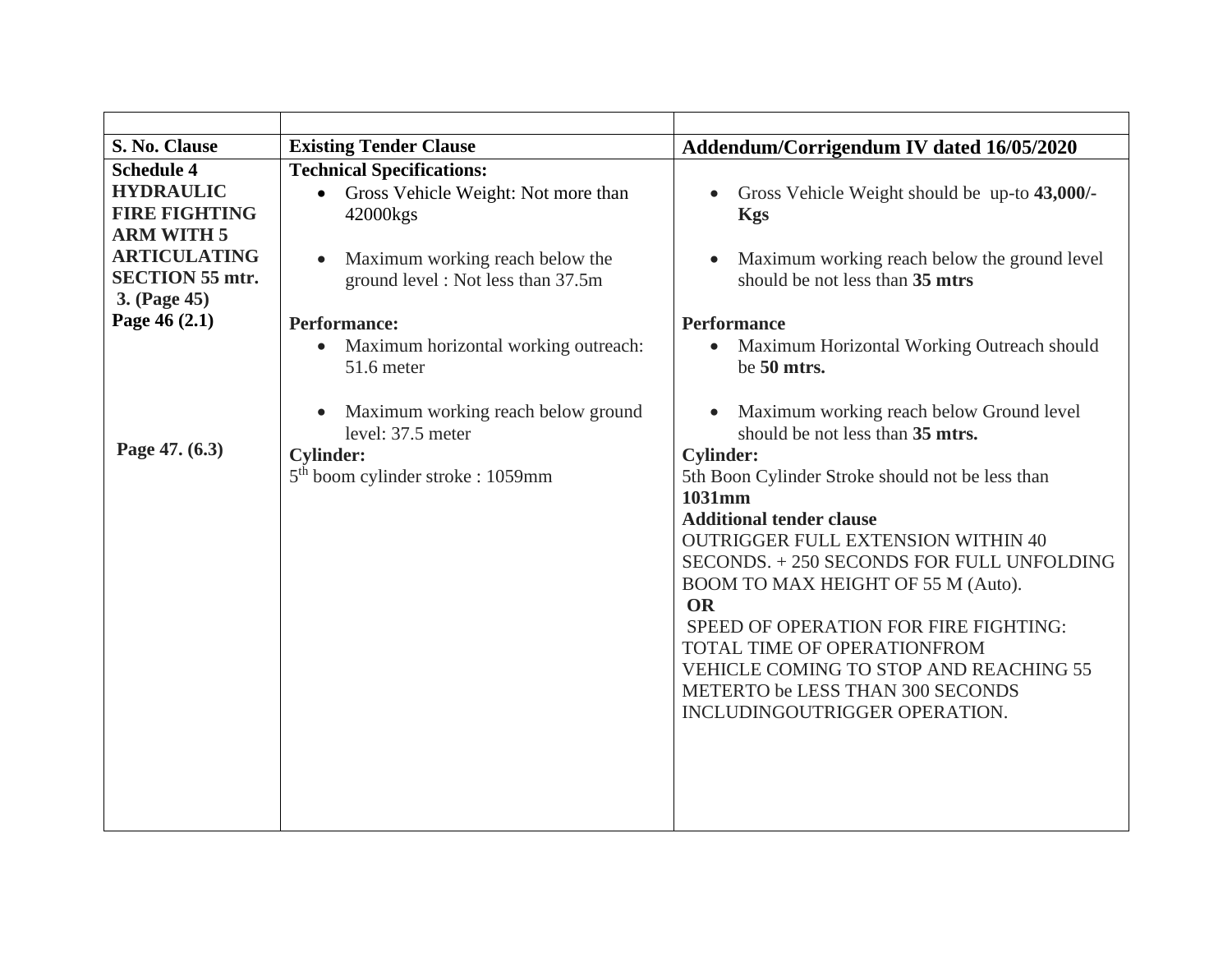| | | |
|---|---|---|
| **S. No. Clause** | **Existing Tender Clause** | **Addendum/Corrigendum IV dated 16/05/2020** |
| **Schedule 4 HYDRAULIC FIRE FIGHTING ARM WITH 5 ARTICULATING SECTION 55 mtr. 3. (Page 45) Page 46 (2.1)** <br><br><br><br> **Page 47. (6.3)** | **Technical Specifications:** <br>• Gross Vehicle Weight: Not more than 42000kgs <br>• Maximum working reach below the ground level : Not less than 37.5m <br><br>**Performance:** <br>• Maximum horizontal working outreach: 51.6 meter <br>• Maximum working reach below ground level: 37.5 meter <br>**Cylinder:** <br>5th boom cylinder stroke : 1059mm | • Gross Vehicle Weight should be up-to **43,000/- Kgs** <br>• Maximum working reach below the ground level should be not less than **35 mtrs** <br><br>**Performance** <br>• Maximum Horizontal Working Outreach should be **50 mtrs.** <br>• Maximum working reach below Ground level should be not less than **35 mtrs.** <br>**Cylinder:** <br>5th Boon Cylinder Stroke should not be less than **1031mm** <br>**Additional tender clause** <br>OUTRIGGER FULL EXTENSION WITHIN 40 SECONDS. + 250 SECONDS FOR FULL UNFOLDING BOOM TO MAX HEIGHT OF 55 M (Auto). <br>**OR** <br>SPEED OF OPERATION FOR FIRE FIGHTING: TOTAL TIME OF OPERATIONFROM VEHICLE COMING TO STOP AND REACHING 55 METERTO be LESS THAN 300 SECONDS INCLUDINGOUTRIGGER OPERATION. |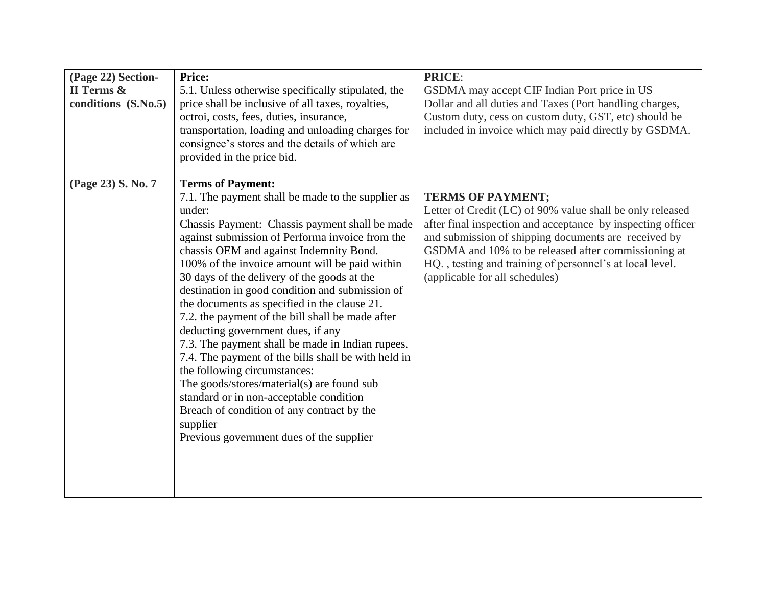| (Page 22) Section-II Terms & conditions (S.No.5) | **Price:**<br>5.1. Unless otherwise specifically stipulated, the price shall be inclusive of all taxes, royalties, octroi, costs, fees, duties, insurance, transportation, loading and unloading charges for consignee's stores and the details of which are provided in the price bid. | **PRICE**:<br>GSDMA may accept CIF Indian Port price in US Dollar and all duties and Taxes (Port handling charges, Custom duty, cess on custom duty, GST, etc) should be included in invoice which may paid directly by GSDMA. |
|---|---|---|
| **(Page 23) S. No. 7** | **Terms of Payment:**<br>7.1. The payment shall be made to the supplier as under:<br>Chassis Payment: Chassis payment shall be made against submission of Performa invoice from the chassis OEM and against Indemnity Bond.<br>100% of the invoice amount will be paid within 30 days of the delivery of the goods at the destination in good condition and submission of the documents as specified in the clause 21.<br>7.2. the payment of the bill shall be made after deducting government dues, if any<br>7.3. The payment shall be made in Indian rupees.<br>7.4. The payment of the bills shall be with held in the following circumstances:<br>The goods/stores/material(s) are found sub standard or in non-acceptable condition<br>Breach of condition of any contract by the supplier<br>Previous government dues of the supplier | **TERMS OF PAYMENT;**<br>Letter of Credit (LC) of 90% value shall be only released after final inspection and acceptance by inspecting officer and submission of shipping documents are received by GSDMA and 10% to be released after commissioning at HQ. , testing and training of personnel's at local level. (applicable for all schedules) |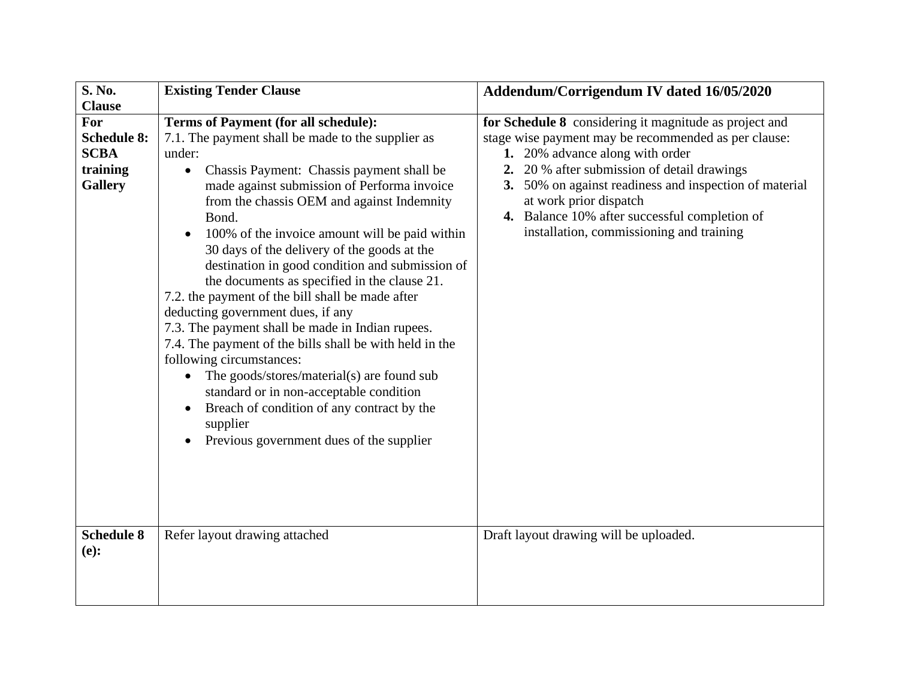| S. No. Clause | Existing Tender Clause | Addendum/Corrigendum IV dated 16/05/2020 |
|---|---|---|
| **For Schedule 8: SCBA training Gallery** | **Terms of Payment (for all schedule):**<br>7.1. The payment shall be made to the supplier as under:<br>• Chassis Payment: Chassis payment shall be made against submission of Performa invoice from the chassis OEM and against Indemnity Bond.<br>• 100% of the invoice amount will be paid within 30 days of the delivery of the goods at the destination in good condition and submission of the documents as specified in the clause 21.<br>7.2. the payment of the bill shall be made after deducting government dues, if any<br>7.3. The payment shall be made in Indian rupees.<br>7.4. The payment of the bills shall be with held in the following circumstances:<br>• The goods/stores/material(s) are found sub standard or in non-acceptable condition<br>• Breach of condition of any contract by the supplier<br>• Previous government dues of the supplier | **for Schedule 8** considering it magnitude as project and stage wise payment may be recommended as per clause:<br>**1.** 20% advance along with order<br>**2.** 20 % after submission of detail drawings<br>**3.** 50% on against readiness and inspection of material at work prior dispatch<br>**4.** Balance 10% after successful completion of installation, commissioning and training |
| **Schedule 8 (e):** | Refer layout drawing attached | Draft layout drawing will be uploaded. |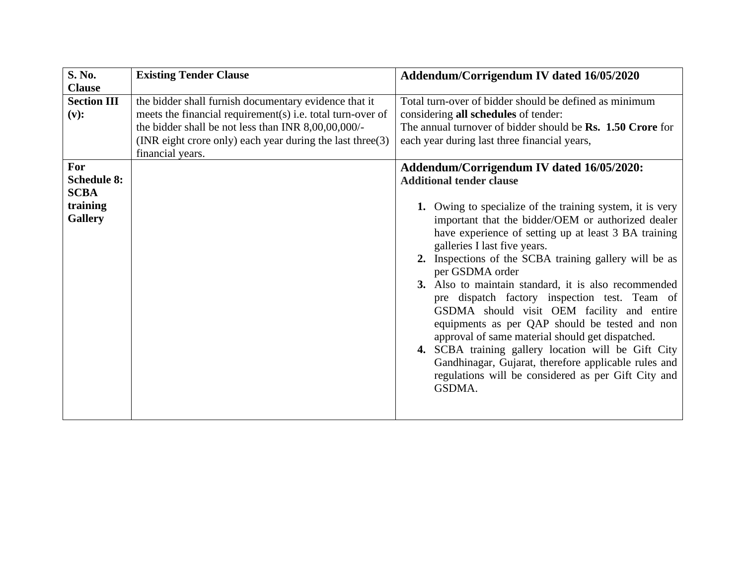| S. No. Clause | Existing Tender Clause | Addendum/Corrigendum IV dated 16/05/2020 |
|---|---|---|
| **Section III (v):** | the bidder shall furnish documentary evidence that it meets the financial requirement(s) i.e. total turn-over of the bidder shall be not less than INR 8,00,00,000/- (INR eight crore only) each year during the last three(3) financial years. | Total turn-over of bidder should be defined as minimum considering **all schedules** of tender:<br>The annual turnover of bidder should be **Rs. 1.50 Crore** for each year during last three financial years, |
| **For Schedule 8: SCBA training Gallery** | | **Addendum/Corrigendum IV dated 16/05/2020:**<br>**Additional tender clause**<br><br>**1.** Owing to specialize of the training system, it is very important that the bidder/OEM or authorized dealer have experience of setting up at least 3 BA training galleries I last five years.<br>**2.** Inspections of the SCBA training gallery will be as per GSDMA order<br>**3.** Also to maintain standard, it is also recommended pre dispatch factory inspection test. Team of GSDMA should visit OEM facility and entire equipments as per QAP should be tested and non approval of same material should get dispatched.<br>**4.** SCBA training gallery location will be Gift City Gandhinagar, Gujarat, therefore applicable rules and regulations will be considered as per Gift City and GSDMA. |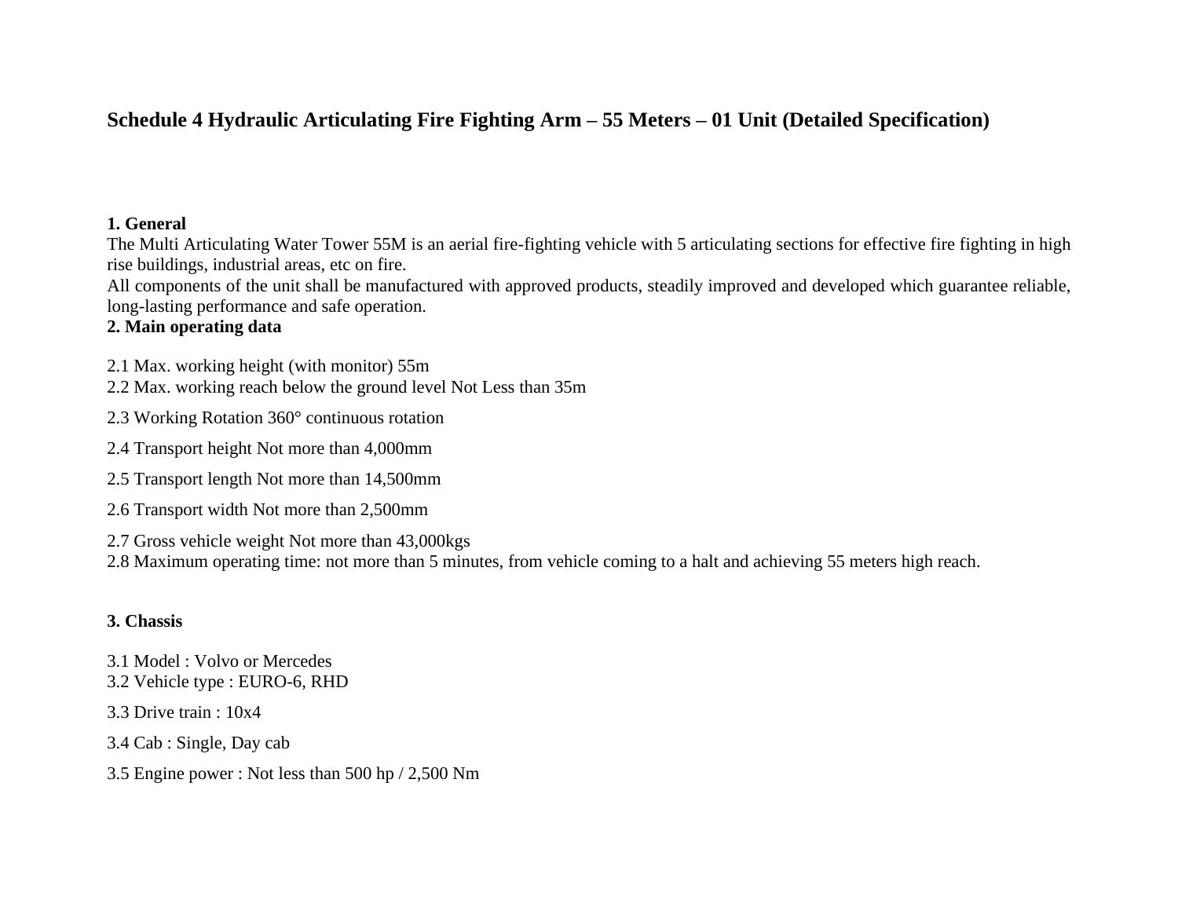# Schedule 4 Hydraulic Articulating Fire Fighting Arm – 55 Meters – 01 Unit (Detailed Specification)

**1. General**

The Multi Articulating Water Tower 55M is an aerial fire-fighting vehicle with 5 articulating sections for effective fire fighting in high rise buildings, industrial areas, etc on fire.

All components of the unit shall be manufactured with approved products, steadily improved and developed which guarantee reliable, long-lasting performance and safe operation.

**2. Main operating data**

2.1 Max. working height (with monitor) 55m

2.2 Max. working reach below the ground level Not Less than 35m

2.3 Working Rotation 360° continuous rotation

2.4 Transport height Not more than 4,000mm

2.5 Transport length Not more than 14,500mm

2.6 Transport width Not more than 2,500mm

2.7 Gross vehicle weight Not more than 43,000kgs

2.8 Maximum operating time: not more than 5 minutes, from vehicle coming to a halt and achieving 55 meters high reach.

**3. Chassis**

3.1 Model : Volvo or Mercedes

3.2 Vehicle type : EURO-6, RHD

3.3 Drive train : 10x4

3.4 Cab : Single, Day cab

3.5 Engine power : Not less than 500 hp / 2,500 Nm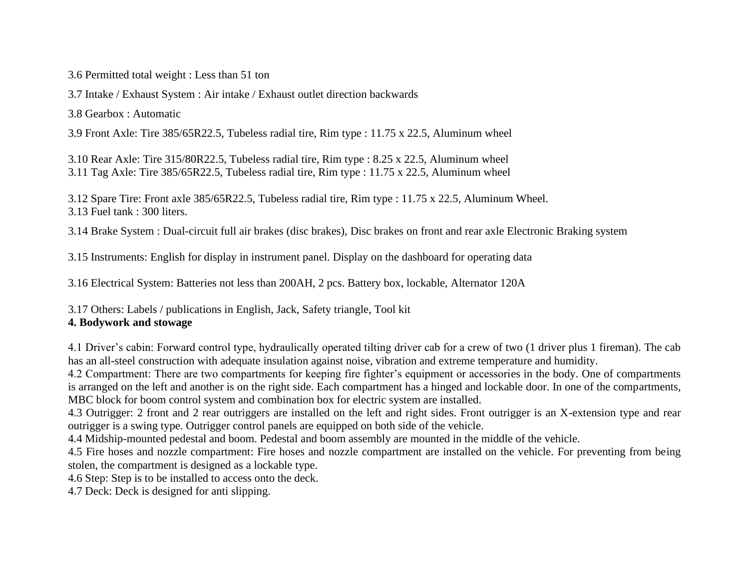3.6 Permitted total weight : Less than 51 ton

3.7 Intake / Exhaust System : Air intake / Exhaust outlet direction backwards

3.8 Gearbox : Automatic

3.9 Front Axle: Tire 385/65R22.5, Tubeless radial tire, Rim type : 11.75 x 22.5, Aluminum wheel

3.10 Rear Axle: Tire 315/80R22.5, Tubeless radial tire, Rim type : 8.25 x 22.5, Aluminum wheel
3.11 Tag Axle: Tire 385/65R22.5, Tubeless radial tire, Rim type : 11.75 x 22.5, Aluminum wheel

3.12 Spare Tire: Front axle 385/65R22.5, Tubeless radial tire, Rim type : 11.75 x 22.5, Aluminum Wheel.
3.13 Fuel tank : 300 liters.

3.14 Brake System : Dual-circuit full air brakes (disc brakes), Disc brakes on front and rear axle Electronic Braking system

3.15 Instruments: English for display in instrument panel. Display on the dashboard for operating data

3.16 Electrical System: Batteries not less than 200AH, 2 pcs. Battery box, lockable, Alternator 120A

3.17 Others: Labels / publications in English, Jack, Safety triangle, Tool kit

**4. Bodywork and stowage**

4.1 Driver's cabin: Forward control type, hydraulically operated tilting driver cab for a crew of two (1 driver plus 1 fireman). The cab has an all-steel construction with adequate insulation against noise, vibration and extreme temperature and humidity.
4.2 Compartment: There are two compartments for keeping fire fighter's equipment or accessories in the body. One of compartments is arranged on the left and another is on the right side. Each compartment has a hinged and lockable door. In one of the compartments, MBC block for boom control system and combination box for electric system are installed.
4.3 Outrigger: 2 front and 2 rear outriggers are installed on the left and right sides. Front outrigger is an X-extension type and rear outrigger is a swing type. Outrigger control panels are equipped on both side of the vehicle.
4.4 Midship-mounted pedestal and boom. Pedestal and boom assembly are mounted in the middle of the vehicle.
4.5 Fire hoses and nozzle compartment: Fire hoses and nozzle compartment are installed on the vehicle. For preventing from being stolen, the compartment is designed as a lockable type.
4.6 Step: Step is to be installed to access onto the deck.
4.7 Deck: Deck is designed for anti slipping.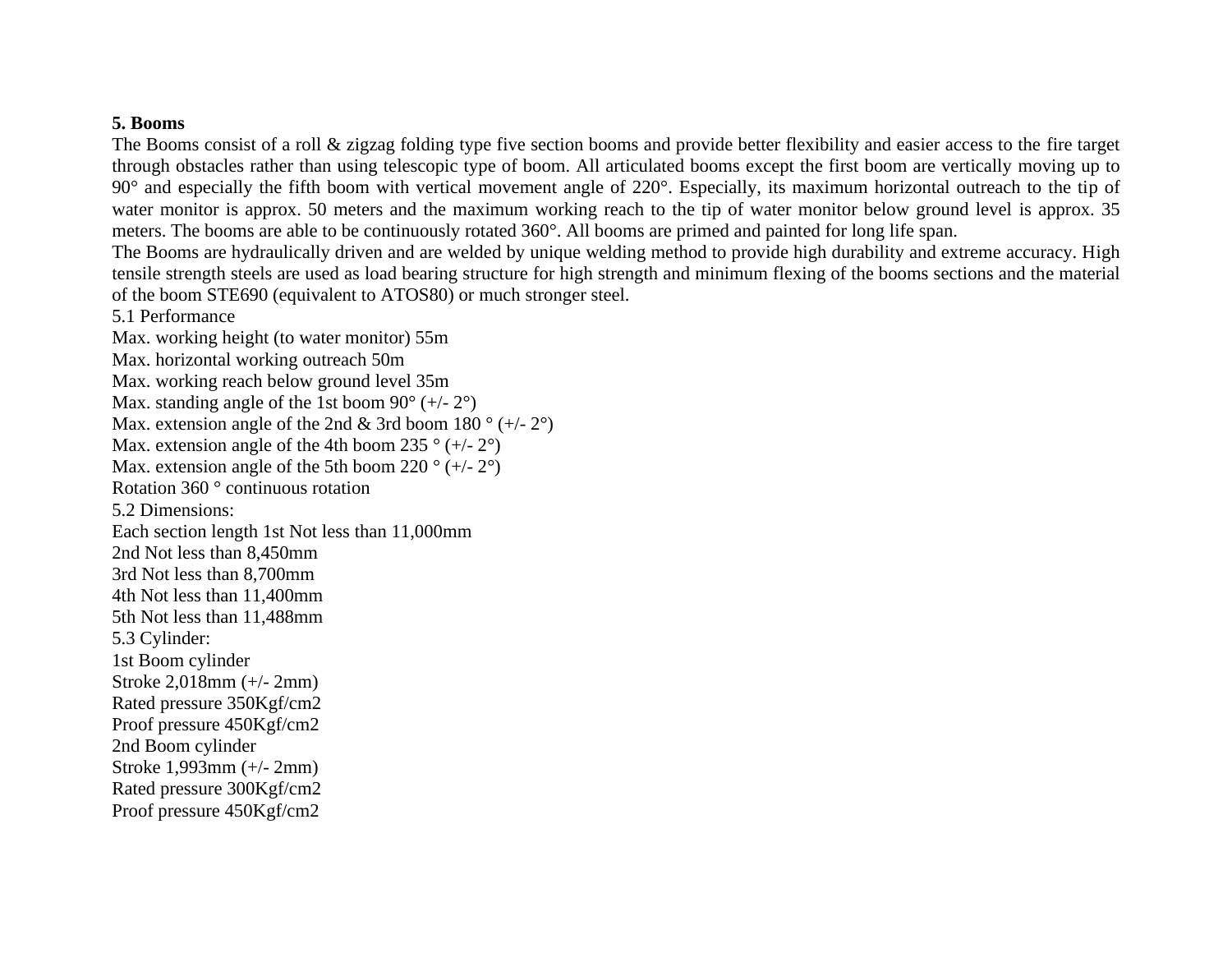**5. Booms**

The Booms consist of a roll & zigzag folding type five section booms and provide better flexibility and easier access to the fire target through obstacles rather than using telescopic type of boom. All articulated booms except the first boom are vertically moving up to 90° and especially the fifth boom with vertical movement angle of 220°. Especially, its maximum horizontal outreach to the tip of water monitor is approx. 50 meters and the maximum working reach to the tip of water monitor below ground level is approx. 35 meters. The booms are able to be continuously rotated 360°. All booms are primed and painted for long life span.

The Booms are hydraulically driven and are welded by unique welding method to provide high durability and extreme accuracy. High tensile strength steels are used as load bearing structure for high strength and minimum flexing of the booms sections and the material of the boom STE690 (equivalent to ATOS80) or much stronger steel.

5.1 Performance

Max. working height (to water monitor) 55m

Max. horizontal working outreach 50m

Max. working reach below ground level 35m

Max. standing angle of the 1st boom 90° (+/- 2°)

Max. extension angle of the 2nd & 3rd boom 180 ° (+/- 2°)

Max. extension angle of the 4th boom 235 ° (+/- 2°)

Max. extension angle of the 5th boom 220 ° (+/- 2°)

Rotation 360 ° continuous rotation

5.2 Dimensions:

Each section length 1st Not less than 11,000mm

2nd Not less than 8,450mm

3rd Not less than 8,700mm

4th Not less than 11,400mm

5th Not less than 11,488mm

5.3 Cylinder:

1st Boom cylinder

Stroke 2,018mm (+/- 2mm)

Rated pressure 350Kgf/cm2

Proof pressure 450Kgf/cm2

2nd Boom cylinder

Stroke 1,993mm (+/- 2mm)

Rated pressure 300Kgf/cm2

Proof pressure 450Kgf/cm2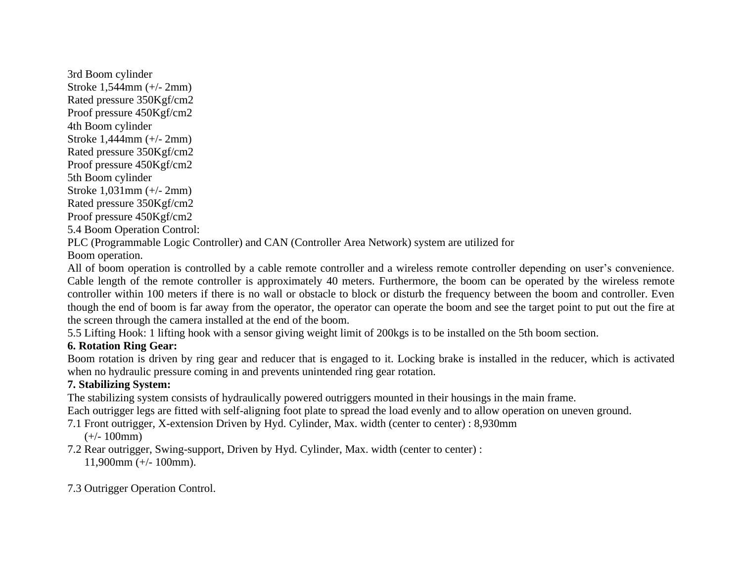3rd Boom cylinder
Stroke 1,544mm (+/- 2mm)
Rated pressure 350Kgf/cm2
Proof pressure 450Kgf/cm2
4th Boom cylinder
Stroke 1,444mm (+/- 2mm)
Rated pressure 350Kgf/cm2
Proof pressure 450Kgf/cm2
5th Boom cylinder
Stroke 1,031mm (+/- 2mm)
Rated pressure 350Kgf/cm2
Proof pressure 450Kgf/cm2
5.4 Boom Operation Control:
PLC (Programmable Logic Controller) and CAN (Controller Area Network) system are utilized for
Boom operation.
All of boom operation is controlled by a cable remote controller and a wireless remote controller depending on user's convenience. Cable length of the remote controller is approximately 40 meters. Furthermore, the boom can be operated by the wireless remote controller within 100 meters if there is no wall or obstacle to block or disturb the frequency between the boom and controller. Even though the end of boom is far away from the operator, the operator can operate the boom and see the target point to put out the fire at the screen through the camera installed at the end of the boom.
5.5 Lifting Hook: 1 lifting hook with a sensor giving weight limit of 200kgs is to be installed on the 5th boom section.

**6. Rotation Ring Gear:**

Boom rotation is driven by ring gear and reducer that is engaged to it. Locking brake is installed in the reducer, which is activated when no hydraulic pressure coming in and prevents unintended ring gear rotation.

**7. Stabilizing System:**

The stabilizing system consists of hydraulically powered outriggers mounted in their housings in the main frame.
Each outrigger legs are fitted with self-aligning foot plate to spread the load evenly and to allow operation on uneven ground.

7.1 Front outrigger, X-extension Driven by Hyd. Cylinder, Max. width (center to center) : 8,930mm (+/- 100mm)

7.2 Rear outrigger, Swing-support, Driven by Hyd. Cylinder, Max. width (center to center) : 11,900mm (+/- 100mm).

7.3 Outrigger Operation Control.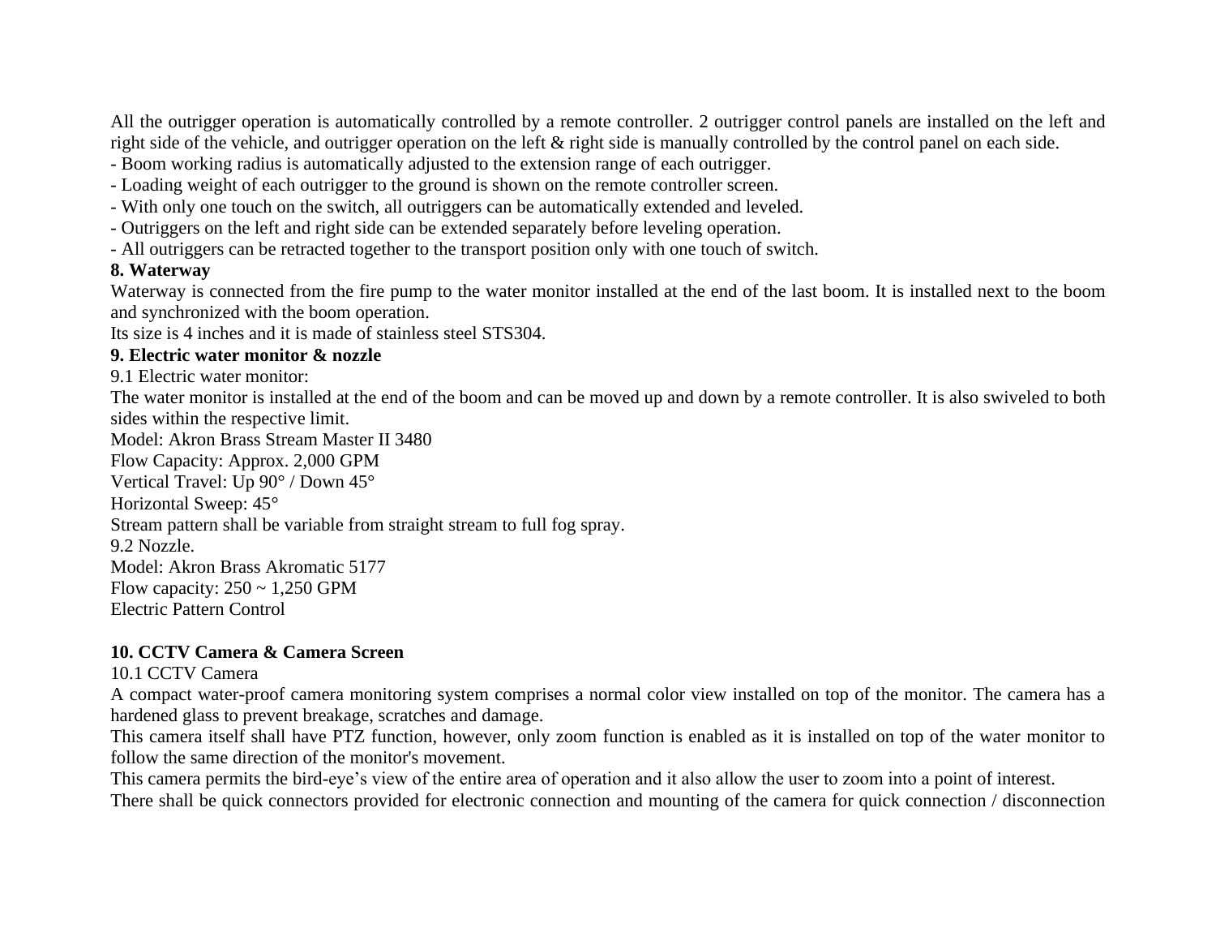All the outrigger operation is automatically controlled by a remote controller. 2 outrigger control panels are installed on the left and right side of the vehicle, and outrigger operation on the left & right side is manually controlled by the control panel on each side.

- Boom working radius is automatically adjusted to the extension range of each outrigger.
- Loading weight of each outrigger to the ground is shown on the remote controller screen.
- With only one touch on the switch, all outriggers can be automatically extended and leveled.
- Outriggers on the left and right side can be extended separately before leveling operation.
- All outriggers can be retracted together to the transport position only with one touch of switch.

**8. Waterway**

Waterway is connected from the fire pump to the water monitor installed at the end of the last boom. It is installed next to the boom and synchronized with the boom operation.

Its size is 4 inches and it is made of stainless steel STS304.

**9. Electric water monitor & nozzle**

9.1 Electric water monitor:

The water monitor is installed at the end of the boom and can be moved up and down by a remote controller. It is also swiveled to both sides within the respective limit.

Model: Akron Brass Stream Master II 3480

Flow Capacity: Approx. 2,000 GPM

Vertical Travel: Up 90° / Down 45°

Horizontal Sweep: 45°

Stream pattern shall be variable from straight stream to full fog spray.

9.2 Nozzle.

Model: Akron Brass Akromatic 5177

Flow capacity: 250 ~ 1,250 GPM

Electric Pattern Control

**10. CCTV Camera & Camera Screen**

10.1 CCTV Camera

A compact water-proof camera monitoring system comprises a normal color view installed on top of the monitor. The camera has a hardened glass to prevent breakage, scratches and damage.

This camera itself shall have PTZ function, however, only zoom function is enabled as it is installed on top of the water monitor to follow the same direction of the monitor's movement.

This camera permits the bird-eye's view of the entire area of operation and it also allow the user to zoom into a point of interest.

There shall be quick connectors provided for electronic connection and mounting of the camera for quick connection / disconnection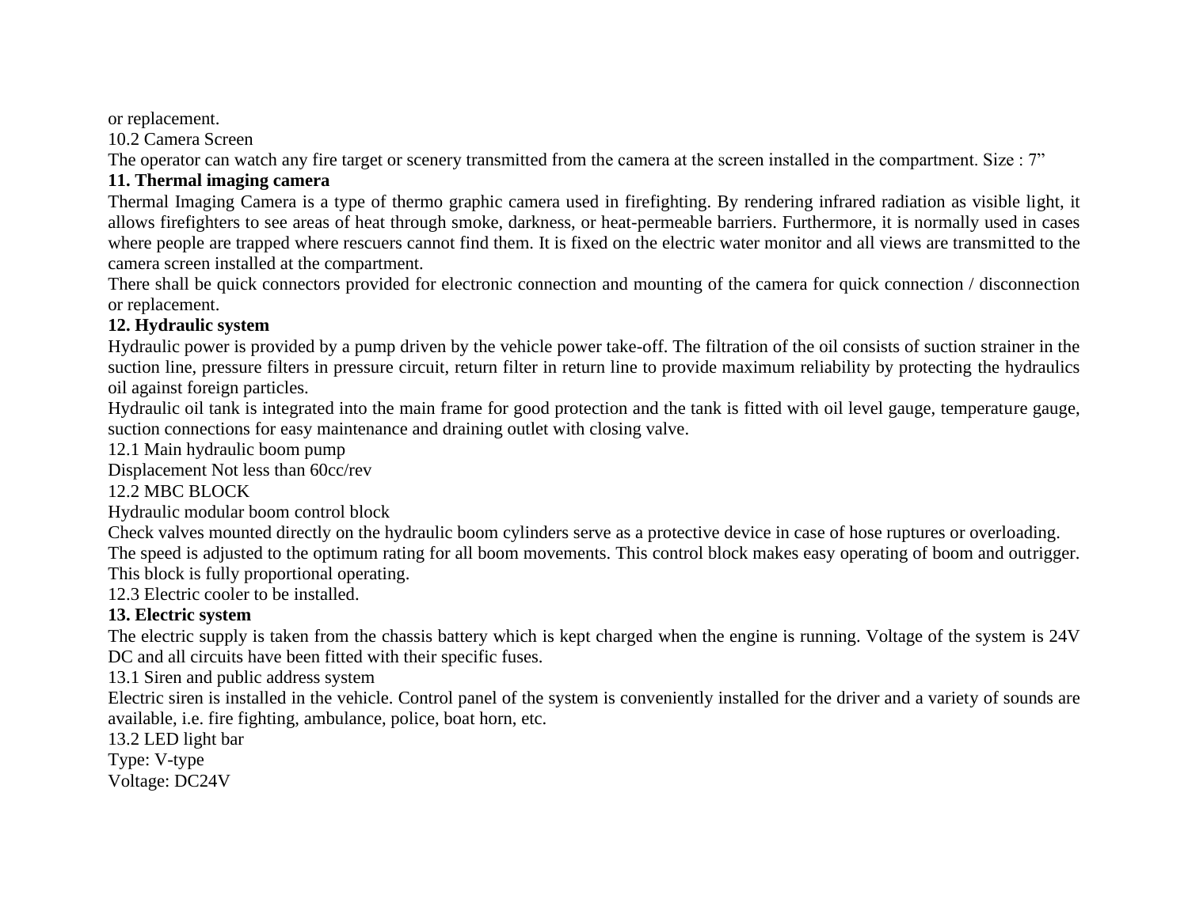or replacement.

10.2 Camera Screen

The operator can watch any fire target or scenery transmitted from the camera at the screen installed in the compartment. Size : 7”

**11. Thermal imaging camera**

Thermal Imaging Camera is a type of thermo graphic camera used in firefighting. By rendering infrared radiation as visible light, it allows firefighters to see areas of heat through smoke, darkness, or heat-permeable barriers. Furthermore, it is normally used in cases where people are trapped where rescuers cannot find them. It is fixed on the electric water monitor and all views are transmitted to the camera screen installed at the compartment.

There shall be quick connectors provided for electronic connection and mounting of the camera for quick connection / disconnection or replacement.

**12. Hydraulic system**

Hydraulic power is provided by a pump driven by the vehicle power take-off. The filtration of the oil consists of suction strainer in the suction line, pressure filters in pressure circuit, return filter in return line to provide maximum reliability by protecting the hydraulics oil against foreign particles.

Hydraulic oil tank is integrated into the main frame for good protection and the tank is fitted with oil level gauge, temperature gauge, suction connections for easy maintenance and draining outlet with closing valve.

12.1 Main hydraulic boom pump

Displacement Not less than 60cc/rev

12.2 MBC BLOCK

Hydraulic modular boom control block

Check valves mounted directly on the hydraulic boom cylinders serve as a protective device in case of hose ruptures or overloading.

The speed is adjusted to the optimum rating for all boom movements. This control block makes easy operating of boom and outrigger. This block is fully proportional operating.

12.3 Electric cooler to be installed.

**13. Electric system**

The electric supply is taken from the chassis battery which is kept charged when the engine is running. Voltage of the system is 24V DC and all circuits have been fitted with their specific fuses.

13.1 Siren and public address system

Electric siren is installed in the vehicle. Control panel of the system is conveniently installed for the driver and a variety of sounds are available, i.e. fire fighting, ambulance, police, boat horn, etc.

13.2 LED light bar

Type: V-type

Voltage: DC24V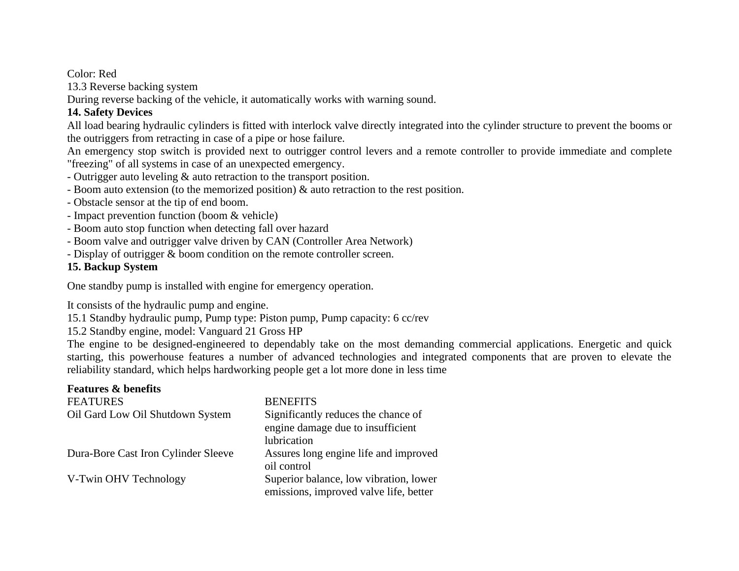Color: Red

13.3 Reverse backing system

During reverse backing of the vehicle, it automatically works with warning sound.

**14. Safety Devices**

All load bearing hydraulic cylinders is fitted with interlock valve directly integrated into the cylinder structure to prevent the booms or the outriggers from retracting in case of a pipe or hose failure.

An emergency stop switch is provided next to outrigger control levers and a remote controller to provide immediate and complete "freezing" of all systems in case of an unexpected emergency.

- Outrigger auto leveling & auto retraction to the transport position.
- Boom auto extension (to the memorized position) & auto retraction to the rest position.
- Obstacle sensor at the tip of end boom.
- Impact prevention function (boom & vehicle)
- Boom auto stop function when detecting fall over hazard
- Boom valve and outrigger valve driven by CAN (Controller Area Network)
- Display of outrigger & boom condition on the remote controller screen.

**15. Backup System**

One standby pump is installed with engine for emergency operation.

It consists of the hydraulic pump and engine.

15.1 Standby hydraulic pump, Pump type: Piston pump, Pump capacity: 6 cc/rev

15.2 Standby engine, model: Vanguard 21 Gross HP

The engine to be designed-engineered to dependably take on the most demanding commercial applications. Energetic and quick starting, this powerhouse features a number of advanced technologies and integrated components that are proven to elevate the reliability standard, which helps hardworking people get a lot more done in less time

**Features & benefits**

| FEATURES | BENEFITS |
|---|---|
| Oil Gard Low Oil Shutdown System | Significantly reduces the chance of engine damage due to insufficient lubrication |
| Dura-Bore Cast Iron Cylinder Sleeve | Assures long engine life and improved oil control |
| V-Twin OHV Technology | Superior balance, low vibration, lower emissions, improved valve life, better |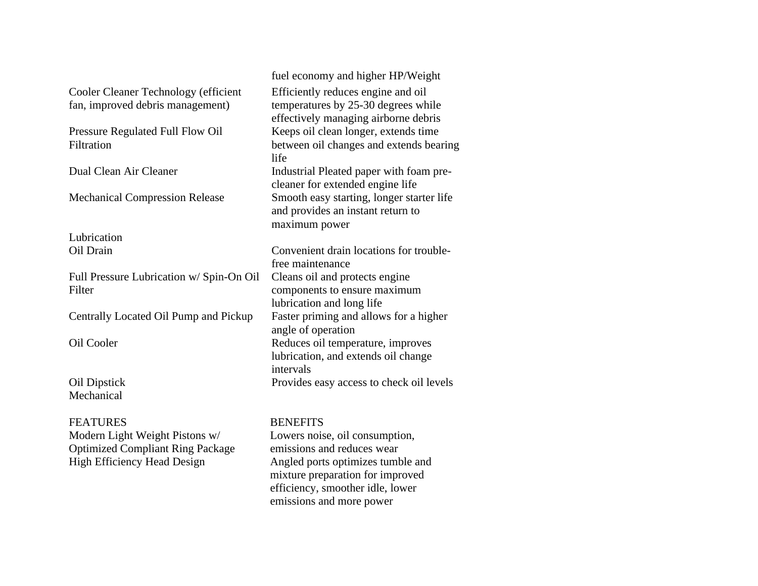| | |
|---|---|
| | fuel economy and higher HP/Weight |
| Cooler Cleaner Technology (efficient fan, improved debris management) | Efficiently reduces engine and oil temperatures by 25-30 degrees while effectively managing airborne debris |
| Pressure Regulated Full Flow Oil Filtration | Keeps oil clean longer, extends time between oil changes and extends bearing life |
| Dual Clean Air Cleaner | Industrial Pleated paper with foam pre-cleaner for extended engine life |
| Mechanical Compression Release | Smooth easy starting, longer starter life and provides an instant return to maximum power |

Lubrication

| | |
|---|---|
| Oil Drain | Convenient drain locations for trouble-free maintenance |
| Full Pressure Lubrication w/ Spin-On Oil Filter | Cleans oil and protects engine components to ensure maximum lubrication and long life |
| Centrally Located Oil Pump and Pickup | Faster priming and allows for a higher angle of operation |
| Oil Cooler | Reduces oil temperature, improves lubrication, and extends oil change intervals |
| Oil Dipstick | Provides easy access to check oil levels |

Mechanical

| FEATURES | BENEFITS |
|---|---|
| Modern Light Weight Pistons w/ Optimized Compliant Ring Package | Lowers noise, oil consumption, emissions and reduces wear |
| High Efficiency Head Design | Angled ports optimizes tumble and mixture preparation for improved efficiency, smoother idle, lower emissions and more power |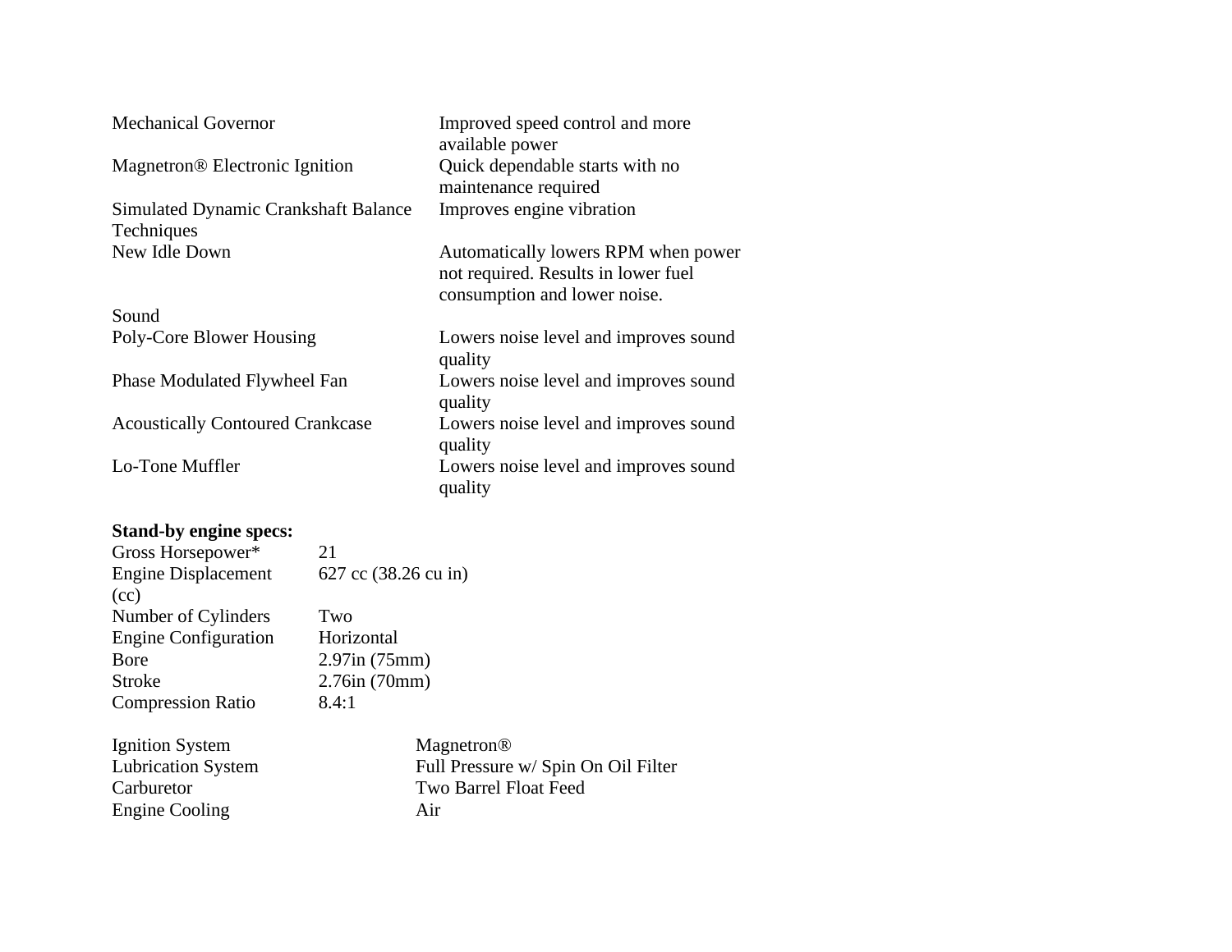| | |
|---|---|
| Mechanical Governor | Improved speed control and more available power |
| Magnetron® Electronic Ignition | Quick dependable starts with no maintenance required |
| Simulated Dynamic Crankshaft Balance Techniques | Improves engine vibration |
| New Idle Down | Automatically lowers RPM when power not required. Results in lower fuel consumption and lower noise. |

Sound

| | |
|---|---|
| Poly-Core Blower Housing | Lowers noise level and improves sound quality |
| Phase Modulated Flywheel Fan | Lowers noise level and improves sound quality |
| Acoustically Contoured Crankcase | Lowers noise level and improves sound quality |
| Lo-Tone Muffler | Lowers noise level and improves sound quality |

**Stand-by engine specs:**

| | |
|---|---|
| Gross Horsepower* | 21 |
| Engine Displacement (cc) | 627 cc (38.26 cu in) |
| Number of Cylinders | Two |
| Engine Configuration | Horizontal |
| Bore | 2.97in (75mm) |
| Stroke | 2.76in (70mm) |
| Compression Ratio | 8.4:1 |

| | |
|---|---|
| Ignition System | Magnetron® |
| Lubrication System | Full Pressure w/ Spin On Oil Filter |
| Carburetor | Two Barrel Float Feed |
| Engine Cooling | Air |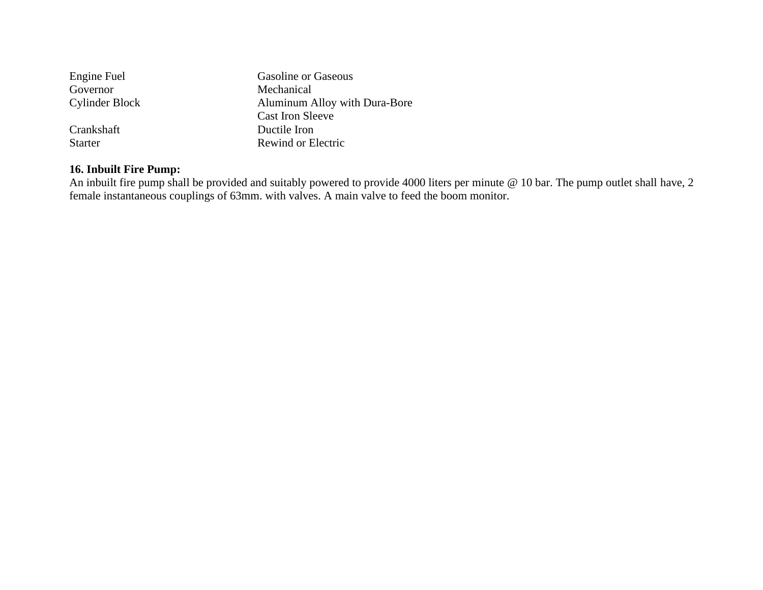| | |
|---|---|
| Engine Fuel | Gasoline or Gaseous |
| Governor | Mechanical |
| Cylinder Block | Aluminum Alloy with Dura-Bore Cast Iron Sleeve |
| Crankshaft | Ductile Iron |
| Starter | Rewind or Electric |

**16. Inbuilt Fire Pump:**

An inbuilt fire pump shall be provided and suitably powered to provide 4000 liters per minute @ 10 bar. The pump outlet shall have, 2 female instantaneous couplings of 63mm. with valves. A main valve to feed the boom monitor.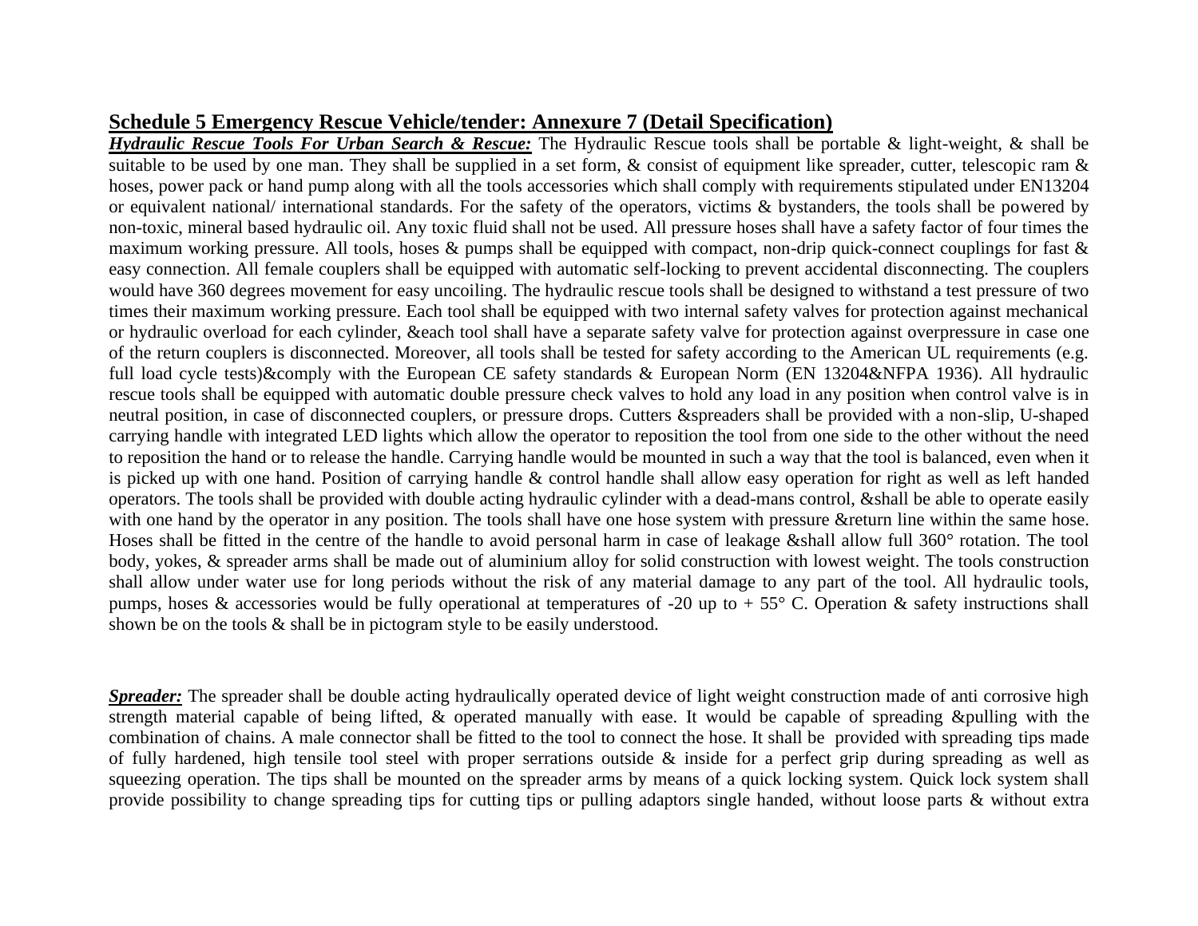## Schedule 5 Emergency Rescue Vehicle/tender: Annexure 7 (Detail Specification)

***Hydraulic Rescue Tools For Urban Search & Rescue:*** The Hydraulic Rescue tools shall be portable & light-weight, & shall be suitable to be used by one man. They shall be supplied in a set form, & consist of equipment like spreader, cutter, telescopic ram & hoses, power pack or hand pump along with all the tools accessories which shall comply with requirements stipulated under EN13204 or equivalent national/ international standards. For the safety of the operators, victims & bystanders, the tools shall be powered by non-toxic, mineral based hydraulic oil. Any toxic fluid shall not be used. All pressure hoses shall have a safety factor of four times the maximum working pressure. All tools, hoses & pumps shall be equipped with compact, non-drip quick-connect couplings for fast & easy connection. All female couplers shall be equipped with automatic self-locking to prevent accidental disconnecting. The couplers would have 360 degrees movement for easy uncoiling. The hydraulic rescue tools shall be designed to withstand a test pressure of two times their maximum working pressure. Each tool shall be equipped with two internal safety valves for protection against mechanical or hydraulic overload for each cylinder, &each tool shall have a separate safety valve for protection against overpressure in case one of the return couplers is disconnected. Moreover, all tools shall be tested for safety according to the American UL requirements (e.g. full load cycle tests)&comply with the European CE safety standards & European Norm (EN 13204&NFPA 1936). All hydraulic rescue tools shall be equipped with automatic double pressure check valves to hold any load in any position when control valve is in neutral position, in case of disconnected couplers, or pressure drops. Cutters &spreaders shall be provided with a non-slip, U-shaped carrying handle with integrated LED lights which allow the operator to reposition the tool from one side to the other without the need to reposition the hand or to release the handle. Carrying handle would be mounted in such a way that the tool is balanced, even when it is picked up with one hand. Position of carrying handle & control handle shall allow easy operation for right as well as left handed operators. The tools shall be provided with double acting hydraulic cylinder with a dead-mans control, &shall be able to operate easily with one hand by the operator in any position. The tools shall have one hose system with pressure &return line within the same hose. Hoses shall be fitted in the centre of the handle to avoid personal harm in case of leakage &shall allow full 360° rotation. The tool body, yokes, & spreader arms shall be made out of aluminium alloy for solid construction with lowest weight. The tools construction shall allow under water use for long periods without the risk of any material damage to any part of the tool. All hydraulic tools, pumps, hoses & accessories would be fully operational at temperatures of -20 up to + 55° C. Operation & safety instructions shall shown be on the tools & shall be in pictogram style to be easily understood.

***Spreader:*** The spreader shall be double acting hydraulically operated device of light weight construction made of anti corrosive high strength material capable of being lifted, & operated manually with ease. It would be capable of spreading &pulling with the combination of chains. A male connector shall be fitted to the tool to connect the hose. It shall be provided with spreading tips made of fully hardened, high tensile tool steel with proper serrations outside & inside for a perfect grip during spreading as well as squeezing operation. The tips shall be mounted on the spreader arms by means of a quick locking system. Quick lock system shall provide possibility to change spreading tips for cutting tips or pulling adaptors single handed, without loose parts & without extra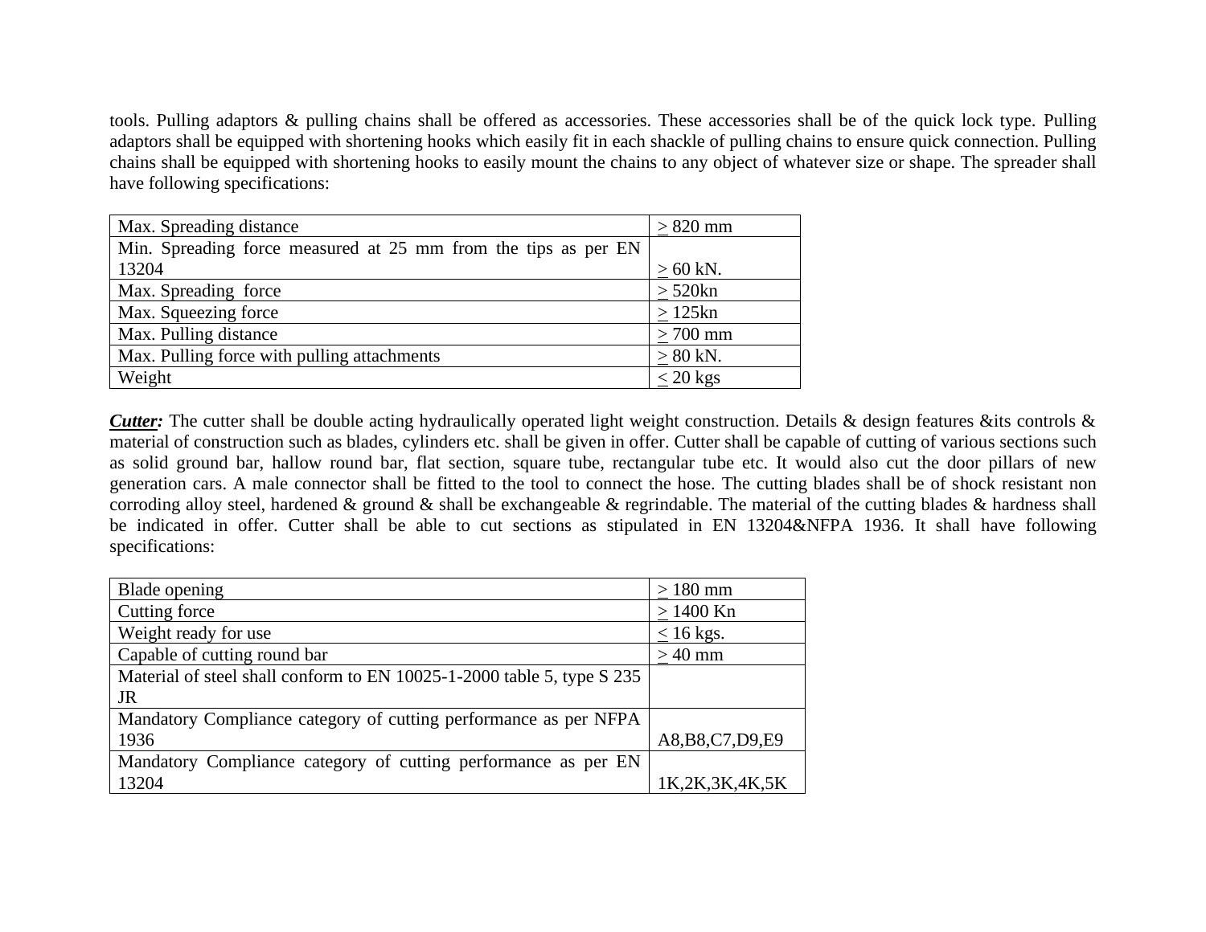tools. Pulling adaptors & pulling chains shall be offered as accessories. These accessories shall be of the quick lock type. Pulling adaptors shall be equipped with shortening hooks which easily fit in each shackle of pulling chains to ensure quick connection. Pulling chains shall be equipped with shortening hooks to easily mount the chains to any object of whatever size or shape. The spreader shall have following specifications:

| | |
|---|---|
| Max. Spreading distance | ≥ 820 mm |
| Min. Spreading force measured at 25 mm from the tips as per EN 13204 | ≥ 60 kN. |
| Max. Spreading force | ≥ 520kn |
| Max. Squeezing force | ≥ 125kn |
| Max. Pulling distance | ≥ 700 mm |
| Max. Pulling force with pulling attachments | ≥ 80 kN. |
| Weight | ≤ 20 kgs |

***Cutter:*** The cutter shall be double acting hydraulically operated light weight construction. Details & design features &its controls & material of construction such as blades, cylinders etc. shall be given in offer. Cutter shall be capable of cutting of various sections such as solid ground bar, hallow round bar, flat section, square tube, rectangular tube etc. It would also cut the door pillars of new generation cars. A male connector shall be fitted to the tool to connect the hose. The cutting blades shall be of shock resistant non corroding alloy steel, hardened & ground & shall be exchangeable & regrindable. The material of the cutting blades & hardness shall be indicated in offer. Cutter shall be able to cut sections as stipulated in EN 13204&NFPA 1936. It shall have following specifications:

| | |
|---|---|
| Blade opening | ≥ 180 mm |
| Cutting force | ≥ 1400 Kn |
| Weight ready for use | ≤ 16 kgs. |
| Capable of cutting round bar | ≥ 40 mm |
| Material of steel shall conform to EN 10025-1-2000 table 5, type S 235 JR | |
| Mandatory Compliance category of cutting performance as per NFPA 1936 | A8,B8,C7,D9,E9 |
| Mandatory Compliance category of cutting performance as per EN 13204 | 1K,2K,3K,4K,5K |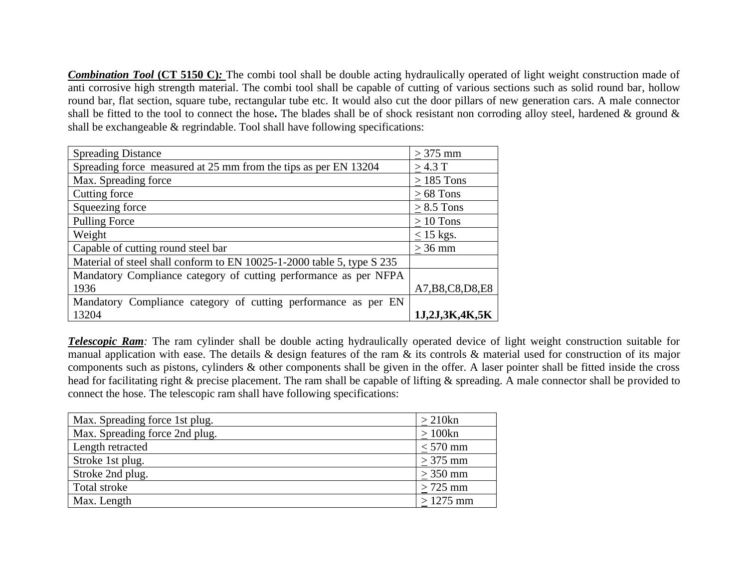***Combination Tool* (CT 5150 C)*:*** The combi tool shall be double acting hydraulically operated of light weight construction made of anti corrosive high strength material. The combi tool shall be capable of cutting of various sections such as solid round bar, hollow round bar, flat section, square tube, rectangular tube etc. It would also cut the door pillars of new generation cars. A male connector shall be fitted to the tool to connect the hose**.** The blades shall be of shock resistant non corroding alloy steel, hardened & ground & shall be exchangeable & regrindable. Tool shall have following specifications:

| Spreading Distance | ≥ 375 mm |
|---|---|
| Spreading force measured at 25 mm from the tips as per EN 13204 | ≥ 4.3 T |
| Max. Spreading force | ≥ 185 Tons |
| Cutting force | ≥ 68 Tons |
| Squeezing force | ≥ 8.5 Tons |
| Pulling Force | ≥ 10 Tons |
| Weight | ≤ 15 kgs. |
| Capable of cutting round steel bar | ≥ 36 mm |
| Material of steel shall conform to EN 10025-1-2000 table 5, type S 235 | |
| Mandatory Compliance category of cutting performance as per NFPA 1936 | A7,B8,C8,D8,E8 |
| Mandatory Compliance category of cutting performance as per EN 13204 | **1J,2J,3K,4K,5K** |

***Telescopic Ram****:* The ram cylinder shall be double acting hydraulically operated device of light weight construction suitable for manual application with ease. The details & design features of the ram & its controls & material used for construction of its major components such as pistons, cylinders & other components shall be given in the offer. A laser pointer shall be fitted inside the cross head for facilitating right & precise placement. The ram shall be capable of lifting & spreading. A male connector shall be provided to connect the hose. The telescopic ram shall have following specifications:

| Max. Spreading force 1st plug. | ≥ 210kn |
|---|---|
| Max. Spreading force 2nd plug. | ≥ 100kn |
| Length retracted | ≤ 570 mm |
| Stroke 1st plug. | ≥ 375 mm |
| Stroke 2nd plug. | ≥ 350 mm |
| Total stroke | ≥ 725 mm |
| Max. Length | ≥ 1275 mm |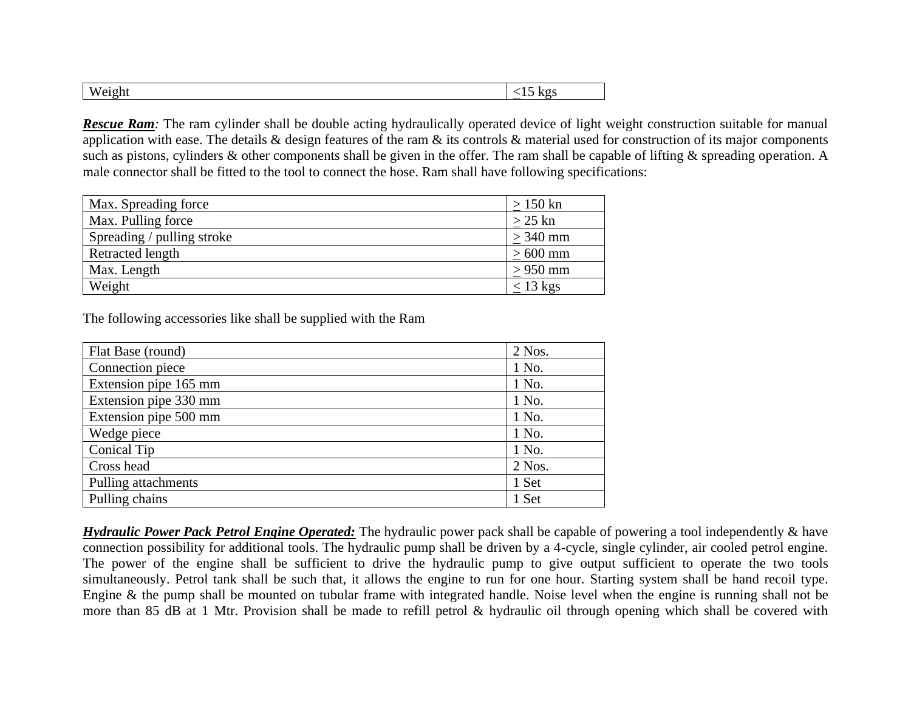| Weight | ≤15 kgs |
|---|---|

***Rescue Ram**:* The ram cylinder shall be double acting hydraulically operated device of light weight construction suitable for manual application with ease. The details & design features of the ram & its controls & material used for construction of its major components such as pistons, cylinders & other components shall be given in the offer. The ram shall be capable of lifting & spreading operation. A male connector shall be fitted to the tool to connect the hose. Ram shall have following specifications:

| Max. Spreading force | ≥ 150 kn |
|---|---|
| Max. Pulling force | ≥ 25 kn |
| Spreading / pulling stroke | ≥ 340 mm |
| Retracted length | ≥ 600 mm |
| Max. Length | ≥ 950 mm |
| Weight | ≤ 13 kgs |

The following accessories like shall be supplied with the Ram

| Flat Base (round) | 2 Nos. |
|---|---|
| Connection piece | 1 No. |
| Extension pipe 165 mm | 1 No. |
| Extension pipe 330 mm | 1 No. |
| Extension pipe 500 mm | 1 No. |
| Wedge piece | 1 No. |
| Conical Tip | 1 No. |
| Cross head | 2 Nos. |
| Pulling attachments | 1 Set |
| Pulling chains | 1 Set |

***Hydraulic Power Pack Petrol Engine Operated:*** The hydraulic power pack shall be capable of powering a tool independently & have connection possibility for additional tools. The hydraulic pump shall be driven by a 4-cycle, single cylinder, air cooled petrol engine. The power of the engine shall be sufficient to drive the hydraulic pump to give output sufficient to operate the two tools simultaneously. Petrol tank shall be such that, it allows the engine to run for one hour. Starting system shall be hand recoil type. Engine & the pump shall be mounted on tubular frame with integrated handle. Noise level when the engine is running shall not be more than 85 dB at 1 Mtr. Provision shall be made to refill petrol & hydraulic oil through opening which shall be covered with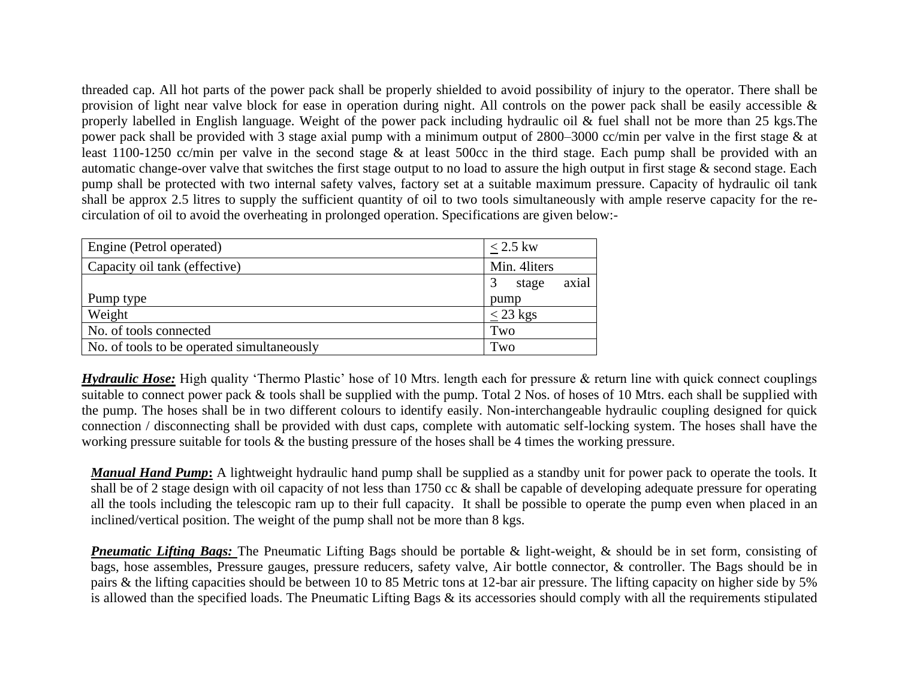threaded cap. All hot parts of the power pack shall be properly shielded to avoid possibility of injury to the operator. There shall be provision of light near valve block for ease in operation during night. All controls on the power pack shall be easily accessible & properly labelled in English language. Weight of the power pack including hydraulic oil & fuel shall not be more than 25 kgs.The power pack shall be provided with 3 stage axial pump with a minimum output of 2800–3000 cc/min per valve in the first stage & at least 1100-1250 cc/min per valve in the second stage & at least 500cc in the third stage. Each pump shall be provided with an automatic change-over valve that switches the first stage output to no load to assure the high output in first stage & second stage. Each pump shall be protected with two internal safety valves, factory set at a suitable maximum pressure. Capacity of hydraulic oil tank shall be approx 2.5 litres to supply the sufficient quantity of oil to two tools simultaneously with ample reserve capacity for the re-circulation of oil to avoid the overheating in prolonged operation. Specifications are given below:-

| Engine (Petrol operated) | ≤ 2.5 kw |
|---|---|
| Capacity oil tank (effective) | Min. 4liters |
| Pump type | 3 stage axial pump |
| Weight | ≤ 23 kgs |
| No. of tools connected | Two |
| No. of tools to be operated simultaneously | Two |

***Hydraulic Hose:*** High quality 'Thermo Plastic' hose of 10 Mtrs. length each for pressure & return line with quick connect couplings suitable to connect power pack & tools shall be supplied with the pump. Total 2 Nos. of hoses of 10 Mtrs. each shall be supplied with the pump. The hoses shall be in two different colours to identify easily. Non-interchangeable hydraulic coupling designed for quick connection / disconnecting shall be provided with dust caps, complete with automatic self-locking system. The hoses shall have the working pressure suitable for tools & the busting pressure of the hoses shall be 4 times the working pressure.

***Manual Hand Pump*:** A lightweight hydraulic hand pump shall be supplied as a standby unit for power pack to operate the tools. It shall be of 2 stage design with oil capacity of not less than 1750 cc & shall be capable of developing adequate pressure for operating all the tools including the telescopic ram up to their full capacity. It shall be possible to operate the pump even when placed in an inclined/vertical position. The weight of the pump shall not be more than 8 kgs.

***Pneumatic Lifting Bags:*** The Pneumatic Lifting Bags should be portable & light-weight, & should be in set form, consisting of bags, hose assembles, Pressure gauges, pressure reducers, safety valve, Air bottle connector, & controller. The Bags should be in pairs & the lifting capacities should be between 10 to 85 Metric tons at 12-bar air pressure. The lifting capacity on higher side by 5% is allowed than the specified loads. The Pneumatic Lifting Bags & its accessories should comply with all the requirements stipulated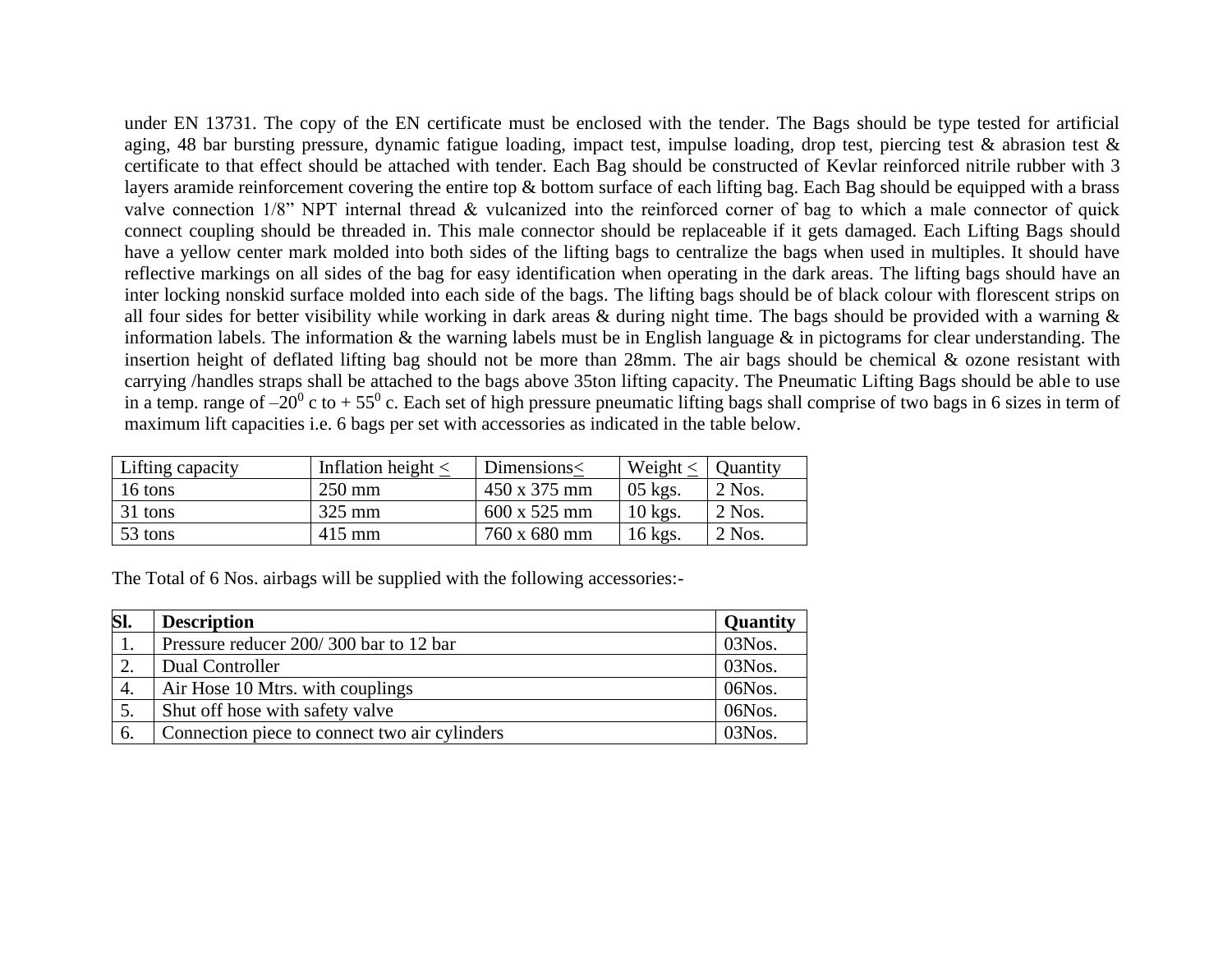under EN 13731. The copy of the EN certificate must be enclosed with the tender. The Bags should be type tested for artificial aging, 48 bar bursting pressure, dynamic fatigue loading, impact test, impulse loading, drop test, piercing test & abrasion test & certificate to that effect should be attached with tender. Each Bag should be constructed of Kevlar reinforced nitrile rubber with 3 layers aramide reinforcement covering the entire top & bottom surface of each lifting bag. Each Bag should be equipped with a brass valve connection 1/8" NPT internal thread & vulcanized into the reinforced corner of bag to which a male connector of quick connect coupling should be threaded in. This male connector should be replaceable if it gets damaged. Each Lifting Bags should have a yellow center mark molded into both sides of the lifting bags to centralize the bags when used in multiples. It should have reflective markings on all sides of the bag for easy identification when operating in the dark areas. The lifting bags should have an inter locking nonskid surface molded into each side of the bags. The lifting bags should be of black colour with florescent strips on all four sides for better visibility while working in dark areas & during night time. The bags should be provided with a warning & information labels. The information & the warning labels must be in English language & in pictograms for clear understanding. The insertion height of deflated lifting bag should not be more than 28mm. The air bags should be chemical & ozone resistant with carrying /handles straps shall be attached to the bags above 35ton lifting capacity. The Pneumatic Lifting Bags should be able to use in a temp. range of $-20^0$ c to + $55^0$ c. Each set of high pressure pneumatic lifting bags shall comprise of two bags in 6 sizes in term of maximum lift capacities i.e. 6 bags per set with accessories as indicated in the table below.

| Lifting capacity | Inflation height ≤ | Dimensions≤ | Weight ≤ | Quantity |
|---|---|---|---|---|
| 16 tons | 250 mm | 450 x 375 mm | 05 kgs. | 2 Nos. |
| 31 tons | 325 mm | 600 x 525 mm | 10 kgs. | 2 Nos. |
| 53 tons | 415 mm | 760 x 680 mm | 16 kgs. | 2 Nos. |

The Total of 6 Nos. airbags will be supplied with the following accessories:-

| Sl. | Description | Quantity |
|---|---|---|
| 1. | Pressure reducer 200/ 300 bar to 12 bar | 03Nos. |
| 2. | Dual Controller | 03Nos. |
| 4. | Air Hose 10 Mtrs. with couplings | 06Nos. |
| 5. | Shut off hose with safety valve | 06Nos. |
| 6. | Connection piece to connect two air cylinders | 03Nos. |